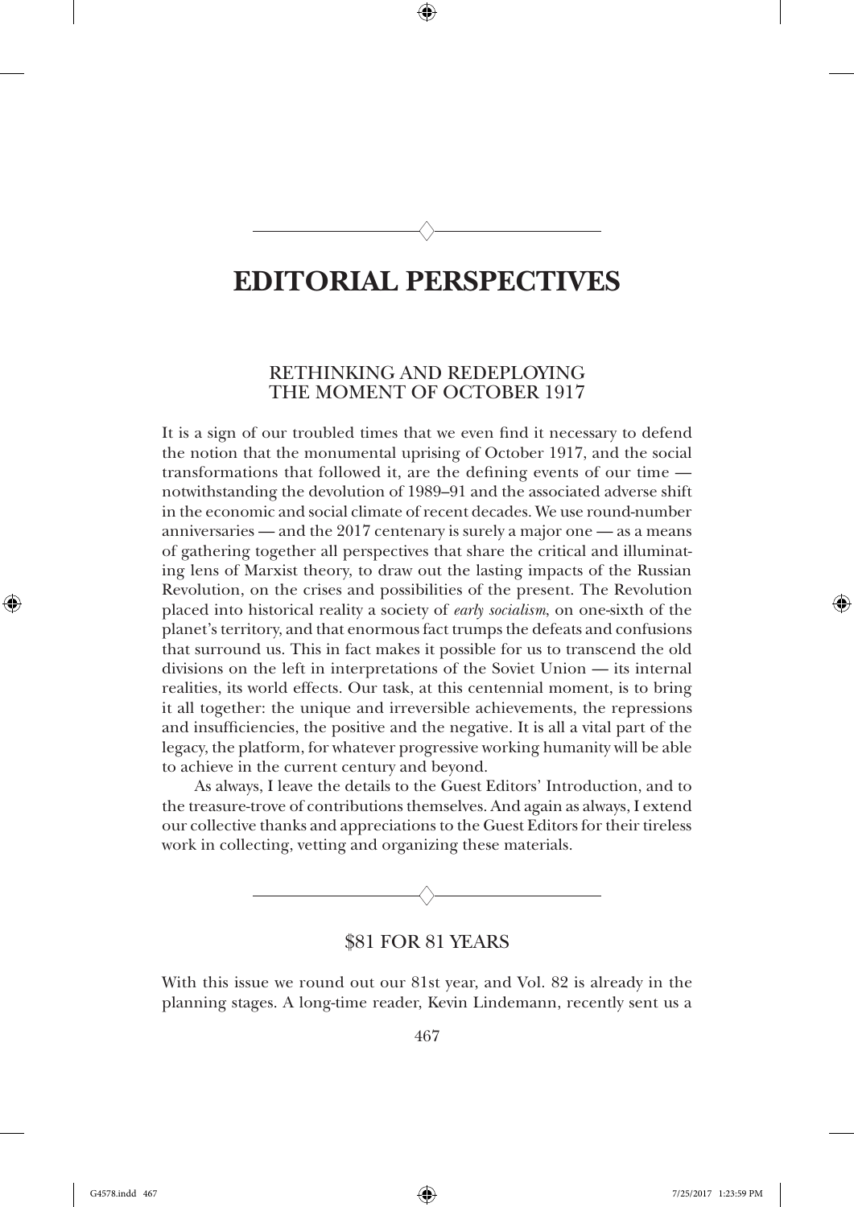# EDITORIAL PERSPECTIVES

## RETHINKING AND REDEPLOYING THE MOMENT OF OCTOBER 1917

It is a sign of our troubled times that we even find it necessary to defend the notion that the monumental uprising of October 1917, and the social transformations that followed it, are the defining events of our time — notwithstanding the devolution of 1989–91 and the associated adverse shift in the economic and social climate of recent decades. We use round-number anniversaries — and the 2017 centenary is surely a major one — as a means of gathering together all perspectives that share the critical and illuminating lens of Marxist theory, to draw out the lasting impacts of the Russian Revolution, on the crises and possibilities of the present. The Revolution placed into historical reality a society of *early socialism*, on one-sixth of the planet's territory, and that enormous fact trumps the defeats and confusions that surround us. This in fact makes it possible for us to transcend the old divisions on the left in interpretations of the Soviet Union — its internal realities, its world effects. Our task, at this centennial moment, is to bring it all together: the unique and irreversible achievements, the repressions and insufficiencies, the positive and the negative. It is all a vital part of the legacy, the platform, for whatever progressive working humanity will be able to achieve in the current century and beyond.

As always, I leave the details to the Guest Editors' Introduction, and to the treasure-trove of contributions themselves. And again as always, I extend our collective thanks and appreciations to the Guest Editors for their tireless work in collecting, vetting and organizing these materials.

## $81 FOR 81 YEARS

With this issue we round out our 81st year, and Vol. 82 is already in the planning stages. A long-time reader, Kevin Lindemann, recently sent us a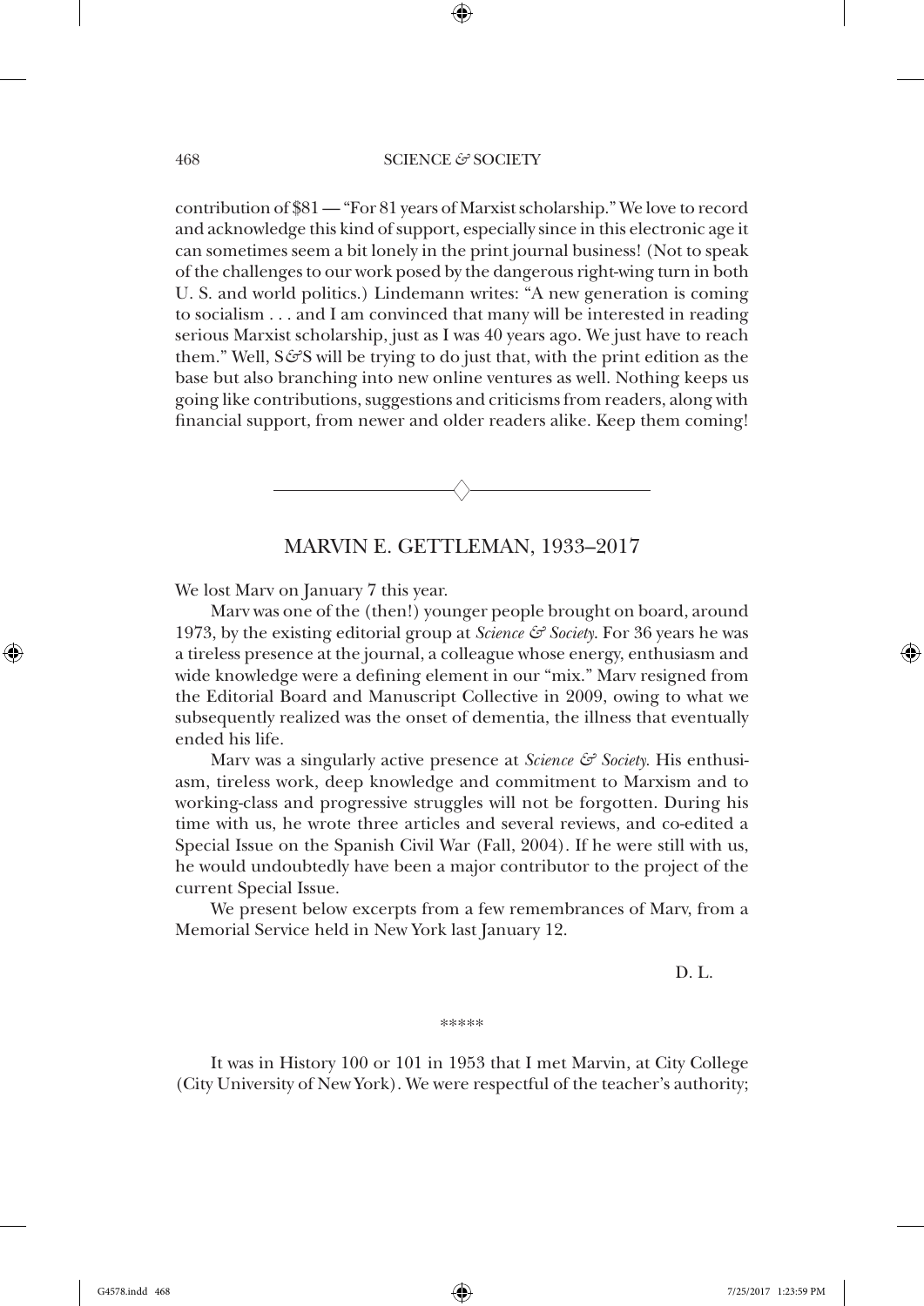contribution of $81 — "For 81 years of Marxist scholarship." We love to record and acknowledge this kind of support, especially since in this electronic age it can sometimes seem a bit lonely in the print journal business! (Not to speak of the challenges to our work posed by the dangerous right-wing turn in both U. S. and world politics.) Lindemann writes: "A new generation is coming to socialism . . . and I am convinced that many will be interested in reading serious Marxist scholarship, just as I was 40 years ago. We just have to reach them." Well, S&S will be trying to do just that, with the print edition as the base but also branching into new online ventures as well. Nothing keeps us going like contributions, suggestions and criticisms from readers, along with financial support, from newer and older readers alike. Keep them coming!

## MARVIN E. GETTLEMAN, 1933–2017

We lost Marv on January 7 this year.

Marv was one of the (then!) younger people brought on board, around 1973, by the existing editorial group at *Science & Society*. For 36 years he was a tireless presence at the journal, a colleague whose energy, enthusiasm and wide knowledge were a defining element in our "mix." Marv resigned from the Editorial Board and Manuscript Collective in 2009, owing to what we subsequently realized was the onset of dementia, the illness that eventually ended his life.

Marv was a singularly active presence at *Science & Society*. His enthusiasm, tireless work, deep knowledge and commitment to Marxism and to working-class and progressive struggles will not be forgotten. During his time with us, he wrote three articles and several reviews, and co-edited a Special Issue on the Spanish Civil War (Fall, 2004). If he were still with us, he would undoubtedly have been a major contributor to the project of the current Special Issue.

We present below excerpts from a few remembrances of Marv, from a Memorial Service held in New York last January 12.

D. L.

*****

It was in History 100 or 101 in 1953 that I met Marvin, at City College (City University of New York). We were respectful of the teacher's authority;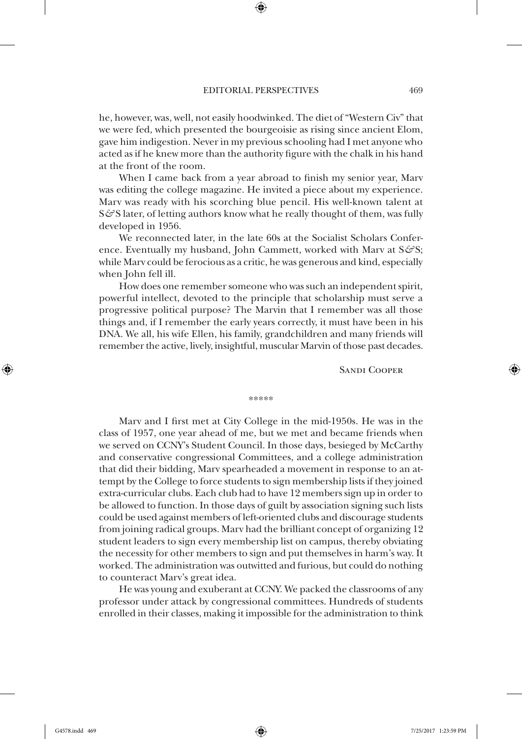he, however, was, well, not easily hoodwinked. The diet of "Western Civ" that we were fed, which presented the bourgeoisie as rising since ancient Elom, gave him indigestion. Never in my previous schooling had I met anyone who acted as if he knew more than the authority figure with the chalk in his hand at the front of the room.

When I came back from a year abroad to finish my senior year, Marv was editing the college magazine. He invited a piece about my experience. Marv was ready with his scorching blue pencil. His well-known talent at S&S later, of letting authors know what he really thought of them, was fully developed in 1956.

We reconnected later, in the late 60s at the Socialist Scholars Conference. Eventually my husband, John Cammett, worked with Marv at S&S; while Marv could be ferocious as a critic, he was generous and kind, especially when John fell ill.

How does one remember someone who was such an independent spirit, powerful intellect, devoted to the principle that scholarship must serve a progressive political purpose? The Marvin that I remember was all those things and, if I remember the early years correctly, it must have been in his DNA. We all, his wife Ellen, his family, grandchildren and many friends will remember the active, lively, insightful, muscular Marvin of those past decades.

Sandi Cooper

*****

Marv and I first met at City College in the mid-1950s. He was in the class of 1957, one year ahead of me, but we met and became friends when we served on CCNY's Student Council. In those days, besieged by McCarthy and conservative congressional Committees, and a college administration that did their bidding, Marv spearheaded a movement in response to an attempt by the College to force students to sign membership lists if they joined extra-curricular clubs. Each club had to have 12 members sign up in order to be allowed to function. In those days of guilt by association signing such lists could be used against members of left-oriented clubs and discourage students from joining radical groups. Marv had the brilliant concept of organizing 12 student leaders to sign every membership list on campus, thereby obviating the necessity for other members to sign and put themselves in harm's way. It worked. The administration was outwitted and furious, but could do nothing to counteract Marv's great idea.

He was young and exuberant at CCNY. We packed the classrooms of any professor under attack by congressional committees. Hundreds of students enrolled in their classes, making it impossible for the administration to think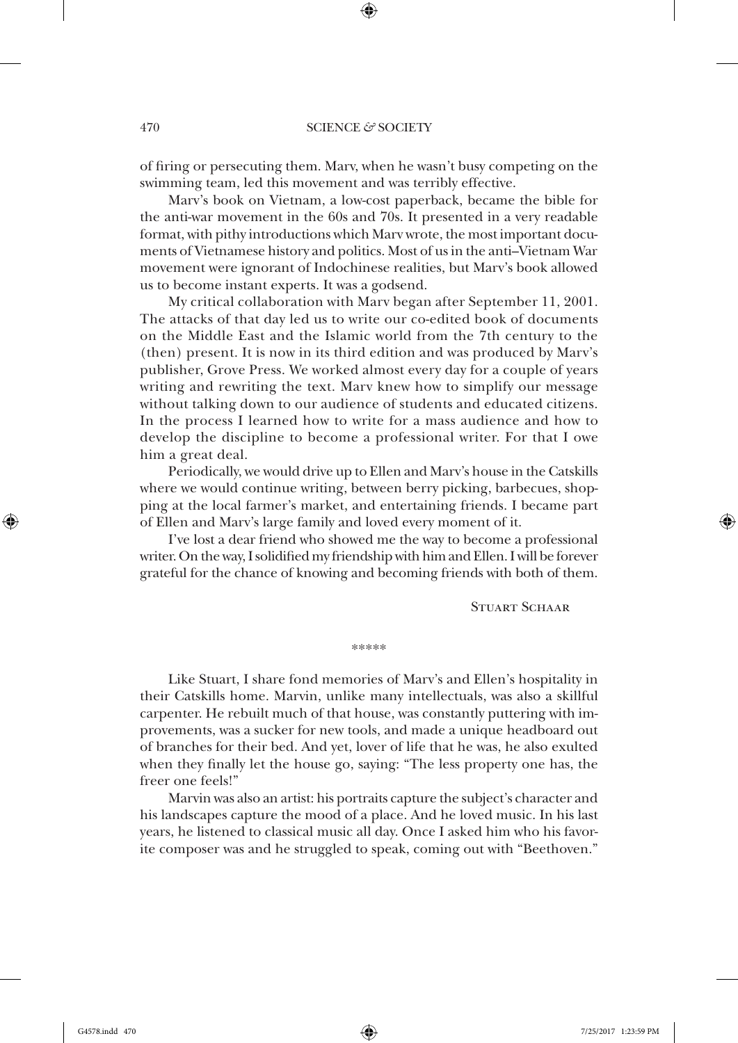of firing or persecuting them. Marv, when he wasn't busy competing on the swimming team, led this movement and was terribly effective.

Marv's book on Vietnam, a low-cost paperback, became the bible for the anti-war movement in the 60s and 70s. It presented in a very readable format, with pithy introductions which Marv wrote, the most important documents of Vietnamese history and politics. Most of us in the anti–Vietnam War movement were ignorant of Indochinese realities, but Marv's book allowed us to become instant experts. It was a godsend.

My critical collaboration with Marv began after September 11, 2001. The attacks of that day led us to write our co-edited book of documents on the Middle East and the Islamic world from the 7th century to the (then) present. It is now in its third edition and was produced by Marv's publisher, Grove Press. We worked almost every day for a couple of years writing and rewriting the text. Marv knew how to simplify our message without talking down to our audience of students and educated citizens. In the process I learned how to write for a mass audience and how to develop the discipline to become a professional writer. For that I owe him a great deal.

Periodically, we would drive up to Ellen and Marv's house in the Catskills where we would continue writing, between berry picking, barbecues, shopping at the local farmer's market, and entertaining friends. I became part of Ellen and Marv's large family and loved every moment of it.

I've lost a dear friend who showed me the way to become a professional writer. On the way, I solidified my friendship with him and Ellen. I will be forever grateful for the chance of knowing and becoming friends with both of them.

Stuart Schaar

*****

Like Stuart, I share fond memories of Marv's and Ellen's hospitality in their Catskills home. Marvin, unlike many intellectuals, was also a skillful carpenter. He rebuilt much of that house, was constantly puttering with improvements, was a sucker for new tools, and made a unique headboard out of branches for their bed. And yet, lover of life that he was, he also exulted when they finally let the house go, saying: "The less property one has, the freer one feels!"

Marvin was also an artist: his portraits capture the subject's character and his landscapes capture the mood of a place. And he loved music. In his last years, he listened to classical music all day. Once I asked him who his favorite composer was and he struggled to speak, coming out with "Beethoven."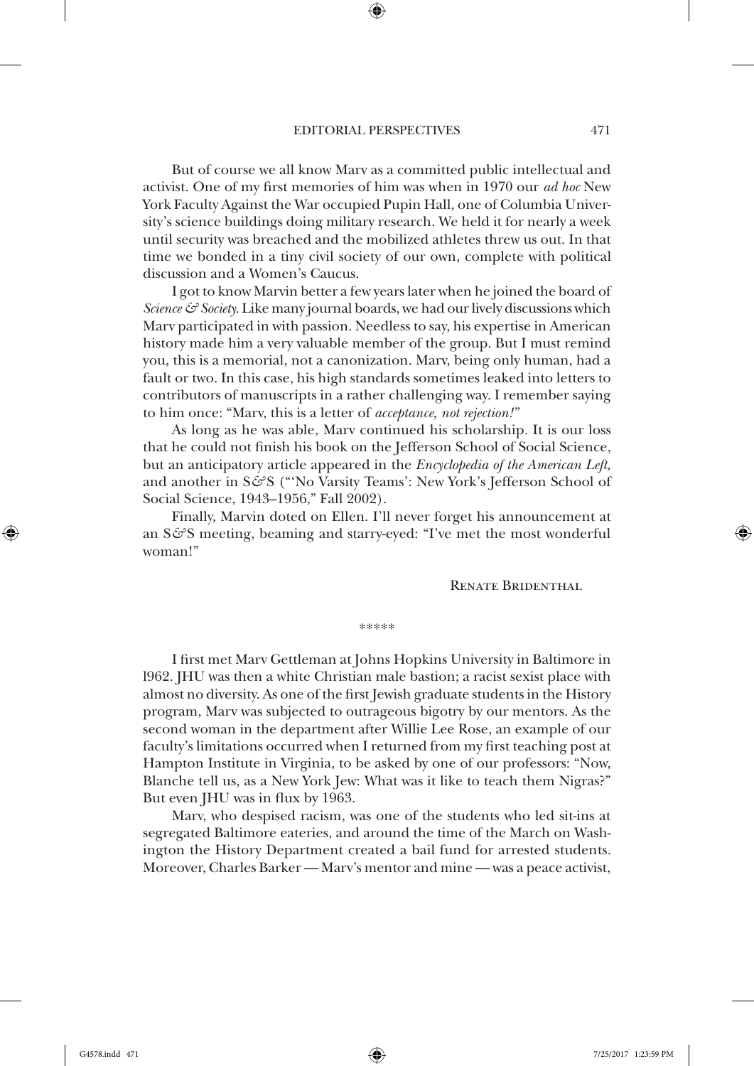But of course we all know Marv as a committed public intellectual and activist. One of my first memories of him was when in 1970 our *ad hoc* New York Faculty Against the War occupied Pupin Hall, one of Columbia University's science buildings doing military research. We held it for nearly a week until security was breached and the mobilized athletes threw us out. In that time we bonded in a tiny civil society of our own, complete with political discussion and a Women's Caucus.

I got to know Marvin better a few years later when he joined the board of *Science & Society*. Like many journal boards, we had our lively discussions which Marv participated in with passion. Needless to say, his expertise in American history made him a very valuable member of the group. But I must remind you, this is a memorial, not a canonization. Marv, being only human, had a fault or two. In this case, his high standards sometimes leaked into letters to contributors of manuscripts in a rather challenging way. I remember saying to him once: "Marv, this is a letter of *acceptance, not rejection!*"

As long as he was able, Marv continued his scholarship. It is our loss that he could not finish his book on the Jefferson School of Social Science, but an anticipatory article appeared in the *Encyclopedia of the American Left,* and another in S&S ("'No Varsity Teams': New York's Jefferson School of Social Science, 1943–1956," Fall 2002).

Finally, Marvin doted on Ellen. I'll never forget his announcement at an S&S meeting, beaming and starry-eyed: "I've met the most wonderful woman!"

Renate Bridenthal

*****

I first met Marv Gettleman at Johns Hopkins University in Baltimore in l962. JHU was then a white Christian male bastion; a racist sexist place with almost no diversity. As one of the first Jewish graduate students in the History program, Marv was subjected to outrageous bigotry by our mentors. As the second woman in the department after Willie Lee Rose, an example of our faculty's limitations occurred when I returned from my first teaching post at Hampton Institute in Virginia, to be asked by one of our professors: "Now, Blanche tell us, as a New York Jew: What was it like to teach them Nigras?" But even JHU was in flux by 1963.

Marv, who despised racism, was one of the students who led sit-ins at segregated Baltimore eateries, and around the time of the March on Washington the History Department created a bail fund for arrested students. Moreover, Charles Barker — Marv's mentor and mine — was a peace activist,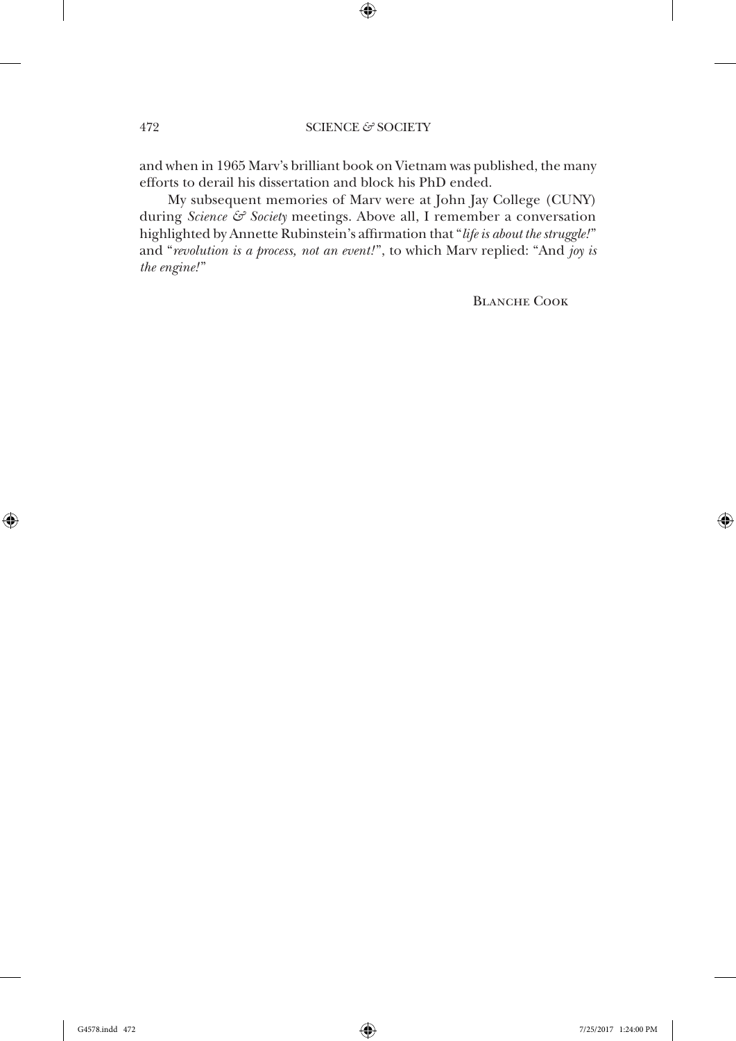and when in 1965 Marv's brilliant book on Vietnam was published, the many efforts to derail his dissertation and block his PhD ended.

My subsequent memories of Marv were at John Jay College (CUNY) during *Science & Society* meetings. Above all, I remember a conversation highlighted by Annette Rubinstein's affirmation that "*life is about the struggle!*" and "*revolution is a process, not an event!*", to which Marv replied: "And *joy is the engine!*"

Blanche Cook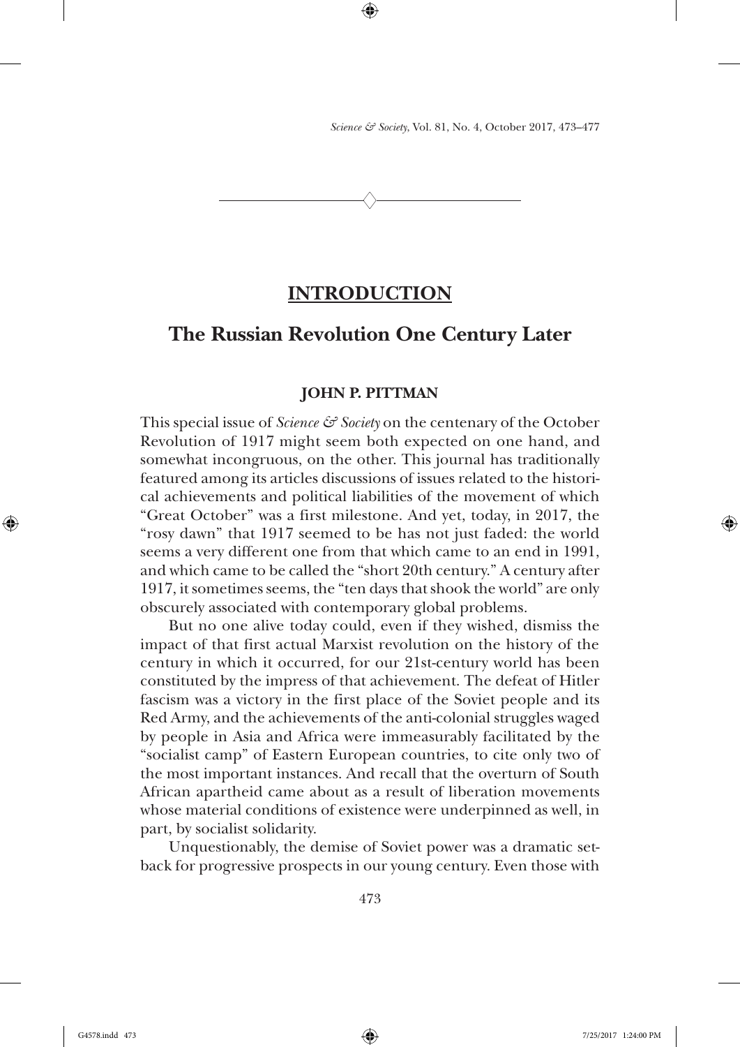# INTRODUCTION

## The Russian Revolution One Century Later

### JOHN P. PITTMAN

This special issue of *Science & Society* on the centenary of the October Revolution of 1917 might seem both expected on one hand, and somewhat incongruous, on the other. This journal has traditionally featured among its articles discussions of issues related to the historical achievements and political liabilities of the movement of which "Great October" was a first milestone. And yet, today, in 2017, the "rosy dawn" that 1917 seemed to be has not just faded: the world seems a very different one from that which came to an end in 1991, and which came to be called the "short 20th century." A century after 1917, it sometimes seems, the "ten days that shook the world" are only obscurely associated with contemporary global problems.

But no one alive today could, even if they wished, dismiss the impact of that first actual Marxist revolution on the history of the century in which it occurred, for our 21st-century world has been constituted by the impress of that achievement. The defeat of Hitler fascism was a victory in the first place of the Soviet people and its Red Army, and the achievements of the anti-colonial struggles waged by people in Asia and Africa were immeasurably facilitated by the "socialist camp" of Eastern European countries, to cite only two of the most important instances. And recall that the overturn of South African apartheid came about as a result of liberation movements whose material conditions of existence were underpinned as well, in part, by socialist solidarity.

Unquestionably, the demise of Soviet power was a dramatic setback for progressive prospects in our young century. Even those with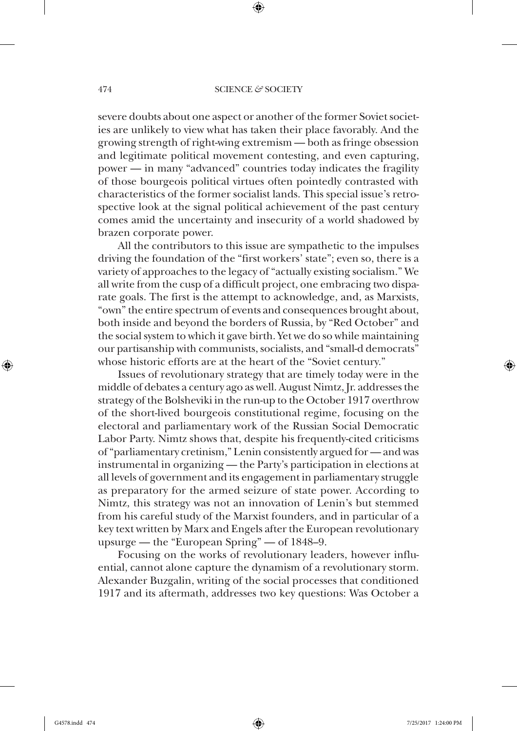severe doubts about one aspect or another of the former Soviet societies are unlikely to view what has taken their place favorably. And the growing strength of right-wing extremism — both as fringe obsession and legitimate political movement contesting, and even capturing, power — in many "advanced" countries today indicates the fragility of those bourgeois political virtues often pointedly contrasted with characteristics of the former socialist lands. This special issue's retrospective look at the signal political achievement of the past century comes amid the uncertainty and insecurity of a world shadowed by brazen corporate power.

All the contributors to this issue are sympathetic to the impulses driving the foundation of the "first workers' state"; even so, there is a variety of approaches to the legacy of "actually existing socialism." We all write from the cusp of a difficult project, one embracing two disparate goals. The first is the attempt to acknowledge, and, as Marxists, "own" the entire spectrum of events and consequences brought about, both inside and beyond the borders of Russia, by "Red October" and the social system to which it gave birth. Yet we do so while maintaining our partisanship with communists, socialists, and "small-d democrats" whose historic efforts are at the heart of the "Soviet century."

Issues of revolutionary strategy that are timely today were in the middle of debates a century ago as well. August Nimtz, Jr. addresses the strategy of the Bolsheviki in the run-up to the October 1917 overthrow of the short-lived bourgeois constitutional regime, focusing on the electoral and parliamentary work of the Russian Social Democratic Labor Party. Nimtz shows that, despite his frequently-cited criticisms of "parliamentary cretinism," Lenin consistently argued for — and was instrumental in organizing — the Party's participation in elections at all levels of government and its engagement in parliamentary struggle as preparatory for the armed seizure of state power. According to Nimtz, this strategy was not an innovation of Lenin's but stemmed from his careful study of the Marxist founders, and in particular of a key text written by Marx and Engels after the European revolutionary upsurge — the "European Spring" — of 1848–9.

Focusing on the works of revolutionary leaders, however influential, cannot alone capture the dynamism of a revolutionary storm. Alexander Buzgalin, writing of the social processes that conditioned 1917 and its aftermath, addresses two key questions: Was October a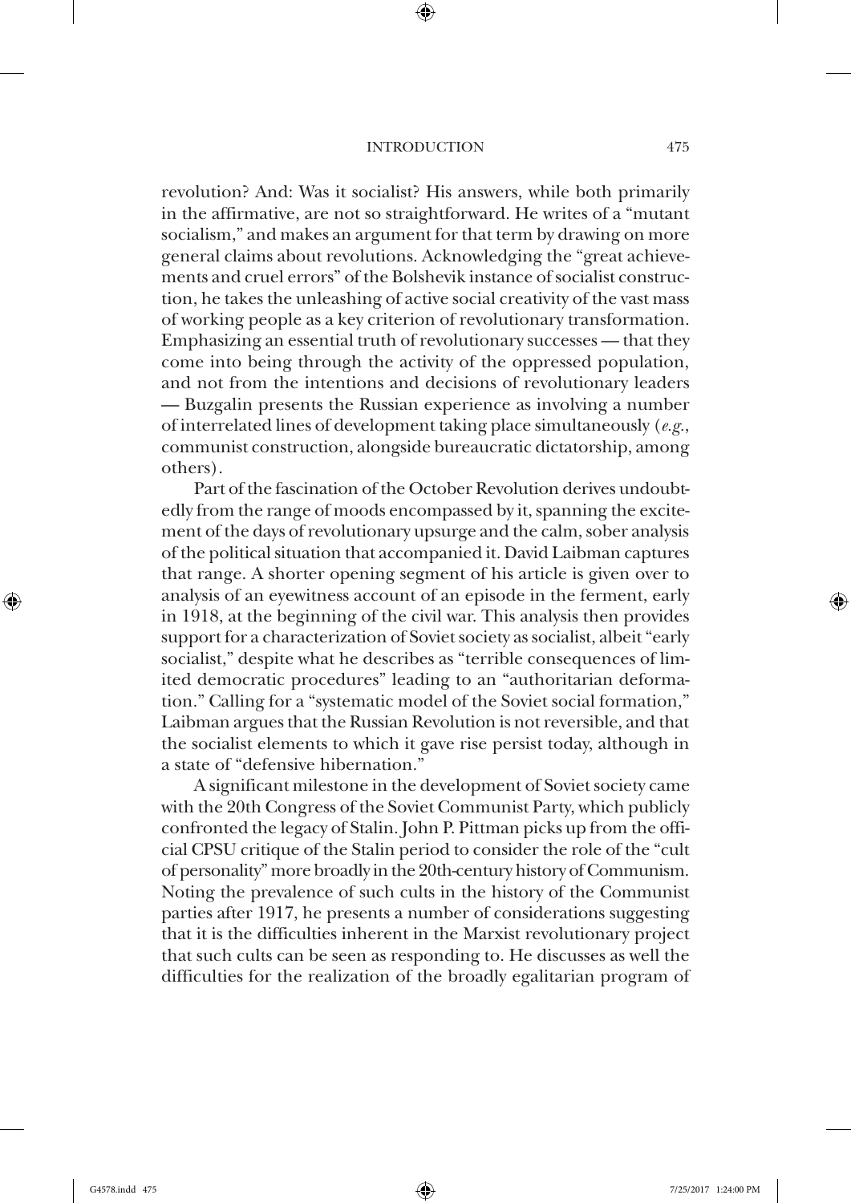revolution? And: Was it socialist? His answers, while both primarily in the affirmative, are not so straightforward. He writes of a "mutant socialism," and makes an argument for that term by drawing on more general claims about revolutions. Acknowledging the "great achievements and cruel errors" of the Bolshevik instance of socialist construction, he takes the unleashing of active social creativity of the vast mass of working people as a key criterion of revolutionary transformation. Emphasizing an essential truth of revolutionary successes — that they come into being through the activity of the oppressed population, and not from the intentions and decisions of revolutionary leaders — Buzgalin presents the Russian experience as involving a number of interrelated lines of development taking place simultaneously (*e.g.*, communist construction, alongside bureaucratic dictatorship, among others).

Part of the fascination of the October Revolution derives undoubtedly from the range of moods encompassed by it, spanning the excitement of the days of revolutionary upsurge and the calm, sober analysis of the political situation that accompanied it. David Laibman captures that range. A shorter opening segment of his article is given over to analysis of an eyewitness account of an episode in the ferment, early in 1918, at the beginning of the civil war. This analysis then provides support for a characterization of Soviet society as socialist, albeit "early socialist," despite what he describes as "terrible consequences of limited democratic procedures" leading to an "authoritarian deformation." Calling for a "systematic model of the Soviet social formation," Laibman argues that the Russian Revolution is not reversible, and that the socialist elements to which it gave rise persist today, although in a state of "defensive hibernation."

A significant milestone in the development of Soviet society came with the 20th Congress of the Soviet Communist Party, which publicly confronted the legacy of Stalin. John P. Pittman picks up from the official CPSU critique of the Stalin period to consider the role of the "cult of personality" more broadly in the 20th-century history of Communism. Noting the prevalence of such cults in the history of the Communist parties after 1917, he presents a number of considerations suggesting that it is the difficulties inherent in the Marxist revolutionary project that such cults can be seen as responding to. He discusses as well the difficulties for the realization of the broadly egalitarian program of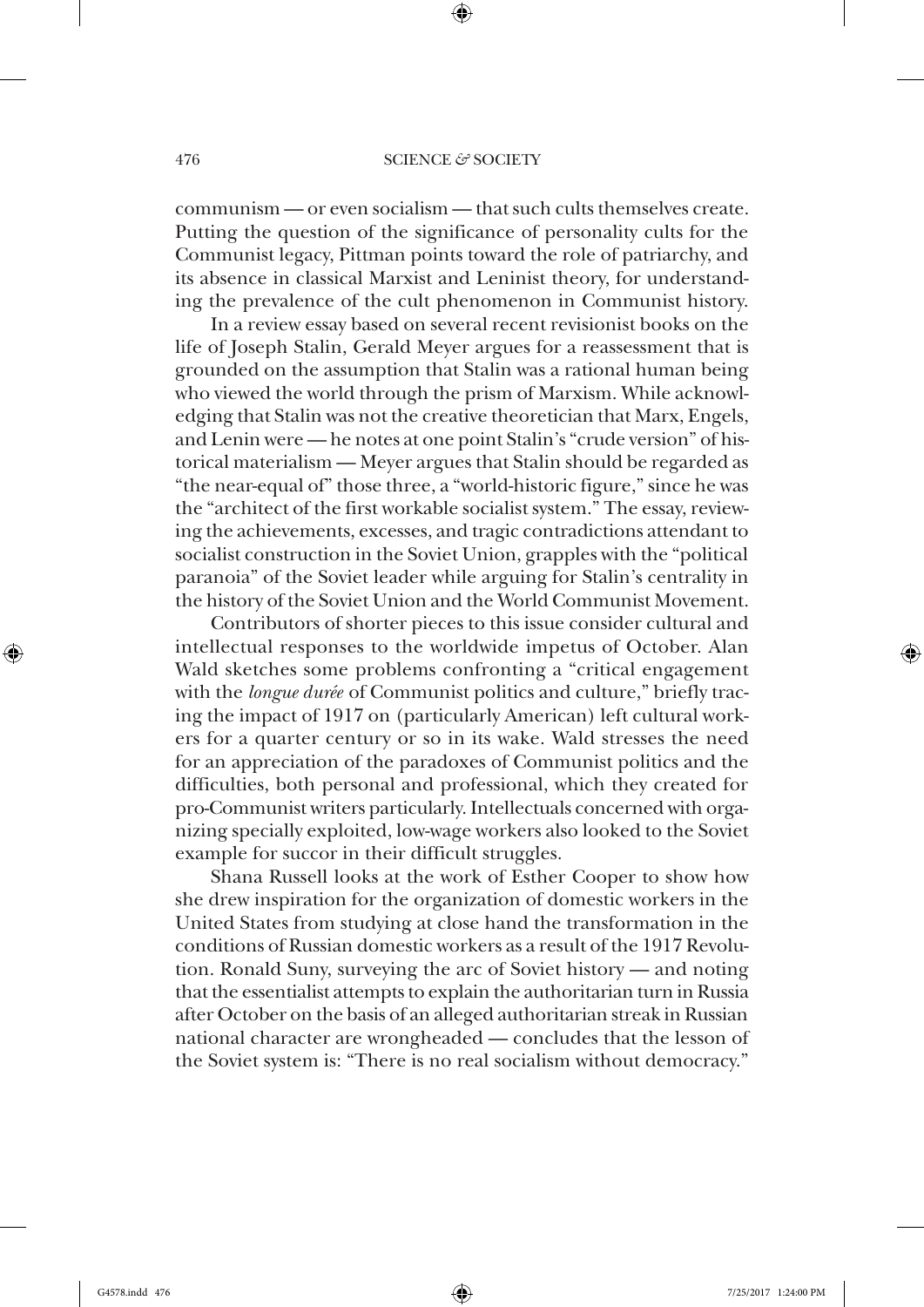communism — or even socialism — that such cults themselves create. Putting the question of the significance of personality cults for the Communist legacy, Pittman points toward the role of patriarchy, and its absence in classical Marxist and Leninist theory, for understanding the prevalence of the cult phenomenon in Communist history.

In a review essay based on several recent revisionist books on the life of Joseph Stalin, Gerald Meyer argues for a reassessment that is grounded on the assumption that Stalin was a rational human being who viewed the world through the prism of Marxism. While acknowledging that Stalin was not the creative theoretician that Marx, Engels, and Lenin were — he notes at one point Stalin's "crude version" of historical materialism — Meyer argues that Stalin should be regarded as "the near-equal of" those three, a "world-historic figure," since he was the "architect of the first workable socialist system." The essay, reviewing the achievements, excesses, and tragic contradictions attendant to socialist construction in the Soviet Union, grapples with the "political paranoia" of the Soviet leader while arguing for Stalin's centrality in the history of the Soviet Union and the World Communist Movement.

Contributors of shorter pieces to this issue consider cultural and intellectual responses to the worldwide impetus of October. Alan Wald sketches some problems confronting a "critical engagement with the *longue durée* of Communist politics and culture," briefly tracing the impact of 1917 on (particularly American) left cultural workers for a quarter century or so in its wake. Wald stresses the need for an appreciation of the paradoxes of Communist politics and the difficulties, both personal and professional, which they created for pro-Communist writers particularly. Intellectuals concerned with organizing specially exploited, low-wage workers also looked to the Soviet example for succor in their difficult struggles.

Shana Russell looks at the work of Esther Cooper to show how she drew inspiration for the organization of domestic workers in the United States from studying at close hand the transformation in the conditions of Russian domestic workers as a result of the 1917 Revolution. Ronald Suny, surveying the arc of Soviet history — and noting that the essentialist attempts to explain the authoritarian turn in Russia after October on the basis of an alleged authoritarian streak in Russian national character are wrongheaded — concludes that the lesson of the Soviet system is: "There is no real socialism without democracy."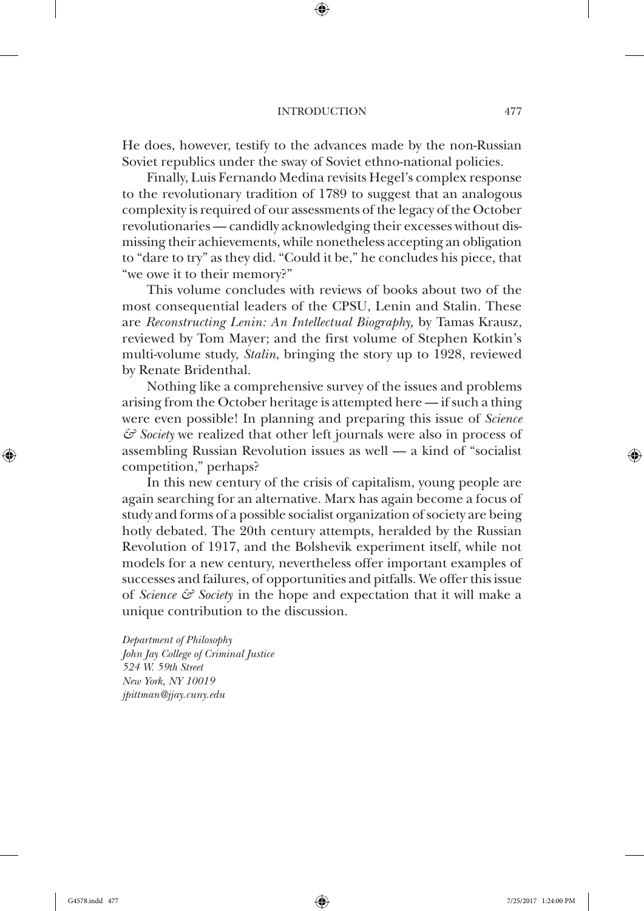He does, however, testify to the advances made by the non-Russian Soviet republics under the sway of Soviet ethno-national policies.

Finally, Luis Fernando Medina revisits Hegel's complex response to the revolutionary tradition of 1789 to suggest that an analogous complexity is required of our assessments of the legacy of the October revolutionaries — candidly acknowledging their excesses without dismissing their achievements, while nonetheless accepting an obligation to "dare to try" as they did. "Could it be," he concludes his piece, that "we owe it to their memory?"

This volume concludes with reviews of books about two of the most consequential leaders of the CPSU, Lenin and Stalin. These are *Reconstructing Lenin: An Intellectual Biography,* by Tamas Krausz, reviewed by Tom Mayer; and the first volume of Stephen Kotkin's multi-volume study, *Stalin*, bringing the story up to 1928, reviewed by Renate Bridenthal.

Nothing like a comprehensive survey of the issues and problems arising from the October heritage is attempted here — if such a thing were even possible! In planning and preparing this issue of *Science & Society* we realized that other left journals were also in process of assembling Russian Revolution issues as well — a kind of "socialist competition," perhaps?

In this new century of the crisis of capitalism, young people are again searching for an alternative. Marx has again become a focus of study and forms of a possible socialist organization of society are being hotly debated. The 20th century attempts, heralded by the Russian Revolution of 1917, and the Bolshevik experiment itself, while not models for a new century, nevertheless offer important examples of successes and failures, of opportunities and pitfalls. We offer this issue of *Science & Society* in the hope and expectation that it will make a unique contribution to the discussion.

*Department of Philosophy*
*John Jay College of Criminal Justice*
*524 W. 59th Street*
*New York, NY 10019*
*jpittman@jjay.cuny.edu*